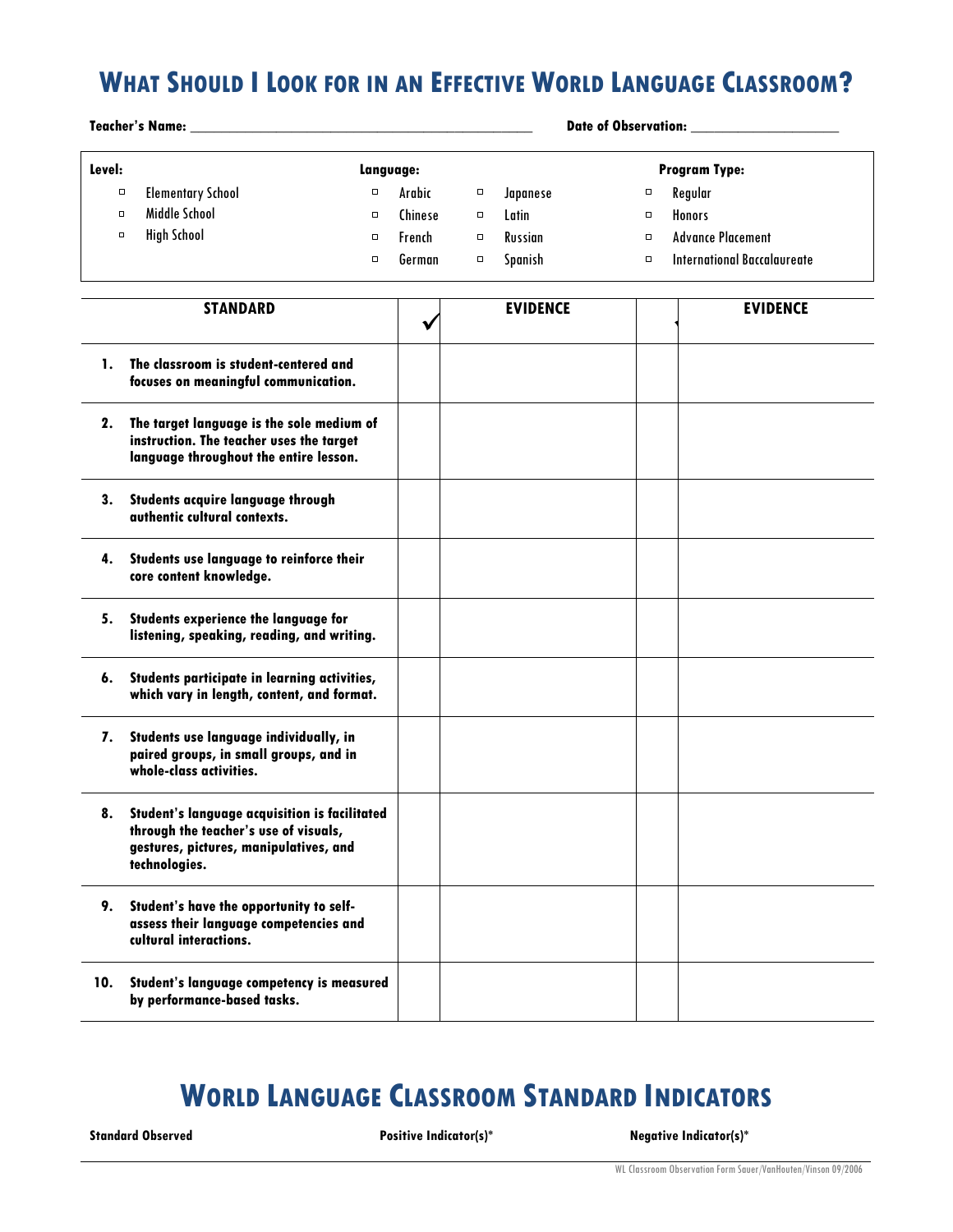# What Should I Look for in an Effective World Language Classroom?

**Teacher's Name:** ______________________________ **Date of Observation:** ________________

| **Level:** | **Language:** | | **Program Type:** |
|---|---|---|---|
| ▫ Elementary School | ▫ Arabic | ▫ Japanese | ▫ Regular |
| ▫ Middle School | ▫ Chinese | ▫ Latin | ▫ Honors |
| ▫ High School | ▫ French | ▫ Russian | ▫ Advance Placement |
| | ▫ German | ▫ Spanish | ▫ International Baccalaureate |

| STANDARD | ✓ | EVIDENCE | | EVIDENCE |
|---|---|---|---|---|
| **1. The classroom is student-centered and focuses on meaningful communication.** | | | | |
| **2. The target language is the sole medium of instruction. The teacher uses the target language throughout the entire lesson.** | | | | |
| **3. Students acquire language through authentic cultural contexts.** | | | | |
| **4. Students use language to reinforce their core content knowledge.** | | | | |
| **5. Students experience the language for listening, speaking, reading, and writing.** | | | | |
| **6. Students participate in learning activities, which vary in length, content, and format.** | | | | |
| **7. Students use language individually, in paired groups, in small groups, and in whole-class activities.** | | | | |
| **8. Student's language acquisition is facilitated through the teacher's use of visuals, gestures, pictures, manipulatives, and technologies.** | | | | |
| **9. Student's have the opportunity to self-assess their language competencies and cultural interactions.** | | | | |
| **10. Student's language competency is measured by performance-based tasks.** | | | | |

# World Language Classroom Standard Indicators

| **Standard Observed** | **Positive Indicator(s)*** | **Negative Indicator(s)*** |
|---|---|---|

WL Classroom Observation Form Sauer/VanHouten/Vinson 09/2006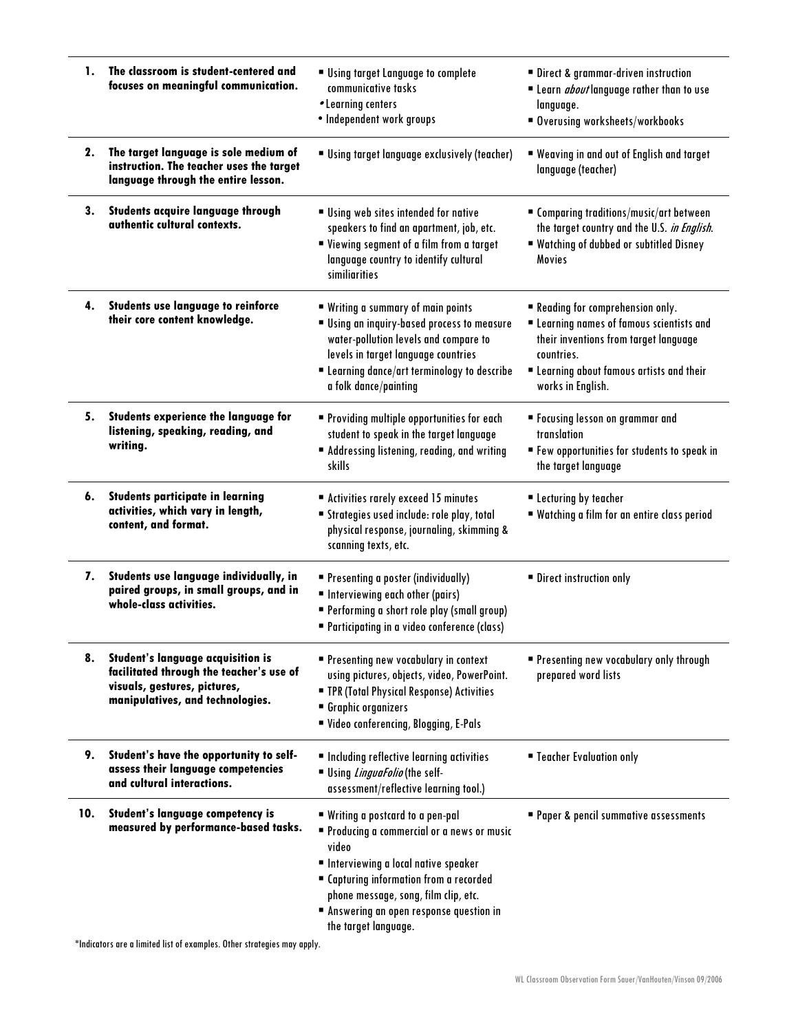| | | | |
|---|---|---|---|
| **1.** | **The classroom is student-centered and focuses on meaningful communication.** | ▪ Using target Language to complete communicative tasks<br>• Learning centers<br>• Independent work groups | ▪ Direct & grammar-driven instruction<br>▪ Learn *about* language rather than to use language.<br>▪ Overusing worksheets/workbooks |
| **2.** | **The target language is sole medium of instruction. The teacher uses the target language through the entire lesson.** | ▪ Using target language exclusively (teacher) | ▪ Weaving in and out of English and target language (teacher) |
| **3.** | **Students acquire language through authentic cultural contexts.** | ▪ Using web sites intended for native speakers to find an apartment, job, etc.<br>▪ Viewing segment of a film from a target language country to identify cultural similiarities | ▪ Comparing traditions/music/art between the target country and the U.S. *in English*.<br>▪ Watching of dubbed or subtitled Disney Movies |
| **4.** | **Students use language to reinforce their core content knowledge.** | ▪ Writing a summary of main points<br>▪ Using an inquiry-based process to measure water-pollution levels and compare to levels in target language countries<br>▪ Learning dance/art terminology to describe a folk dance/painting | ▪ Reading for comprehension only.<br>▪ Learning names of famous scientists and their inventions from target language countries.<br>▪ Learning about famous artists and their works in English. |
| **5.** | **Students experience the language for listening, speaking, reading, and writing.** | ▪ Providing multiple opportunities for each student to speak in the target language<br>▪ Addressing listening, reading, and writing skills | ▪ Focusing lesson on grammar and translation<br>▪ Few opportunities for students to speak in the target language |
| **6.** | **Students participate in learning activities, which vary in length, content, and format.** | ▪ Activities rarely exceed 15 minutes<br>▪ Strategies used include: role play, total physical response, journaling, skimming & scanning texts, etc. | ▪ Lecturing by teacher<br>▪ Watching a film for an entire class period |
| **7.** | **Students use language individually, in paired groups, in small groups, and in whole-class activities.** | ▪ Presenting a poster (individually)<br>▪ Interviewing each other (pairs)<br>▪ Performing a short role play (small group)<br>▪ Participating in a video conference (class) | ▪ Direct instruction only |
| **8.** | **Student's language acquisition is facilitated through the teacher's use of visuals, gestures, pictures, manipulatives, and technologies.** | ▪ Presenting new vocabulary in context using pictures, objects, video, PowerPoint.<br>▪ TPR (Total Physical Response) Activities<br>▪ Graphic organizers<br>▪ Video conferencing, Blogging, E-Pals | ▪ Presenting new vocabulary only through prepared word lists |
| **9.** | **Student's have the opportunity to self-assess their language competencies and cultural interactions.** | ▪ Including reflective learning activities<br>▪ Using *LinguaFolio* (the self-assessment/reflective learning tool.) | ▪ Teacher Evaluation only |
| **10.** | **Student's language competency is measured by performance-based tasks.** | ▪ Writing a postcard to a pen-pal<br>▪ Producing a commercial or a news or music video<br>▪ Interviewing a local native speaker<br>▪ Capturing information from a recorded phone message, song, film clip, etc.<br>▪ Answering an open response question in the target language. | ▪ Paper & pencil summative assessments |

*Indicators are a limited list of examples. Other strategies may apply.

WL Classroom Observation Form Sauer/VanHouten/Vinson 09/2006